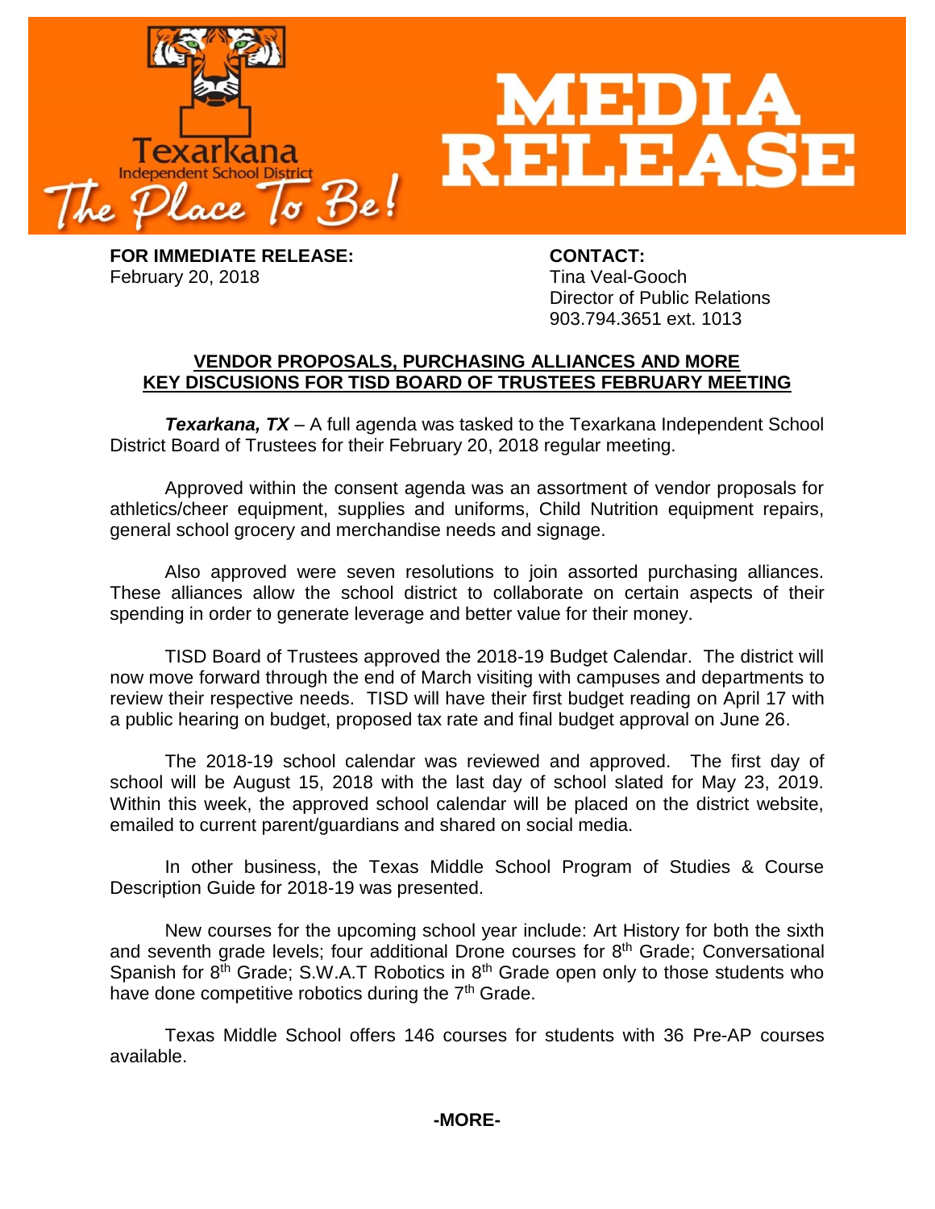Texarkana Independent School District — The Place To Be!

# MEDIA RELEASE

**FOR IMMEDIATE RELEASE:**
February 20, 2018

**CONTACT:**
Tina Veal-Gooch
Director of Public Relations
903.794.3651 ext. 1013

## VENDOR PROPOSALS, PURCHASING ALLIANCES AND MORE KEY DISCUSIONS FOR TISD BOARD OF TRUSTEES FEBRUARY MEETING

***Texarkana, TX*** – A full agenda was tasked to the Texarkana Independent School District Board of Trustees for their February 20, 2018 regular meeting.

Approved within the consent agenda was an assortment of vendor proposals for athletics/cheer equipment, supplies and uniforms, Child Nutrition equipment repairs, general school grocery and merchandise needs and signage.

Also approved were seven resolutions to join assorted purchasing alliances. These alliances allow the school district to collaborate on certain aspects of their spending in order to generate leverage and better value for their money.

TISD Board of Trustees approved the 2018-19 Budget Calendar. The district will now move forward through the end of March visiting with campuses and departments to review their respective needs. TISD will have their first budget reading on April 17 with a public hearing on budget, proposed tax rate and final budget approval on June 26.

The 2018-19 school calendar was reviewed and approved. The first day of school will be August 15, 2018 with the last day of school slated for May 23, 2019. Within this week, the approved school calendar will be placed on the district website, emailed to current parent/guardians and shared on social media.

In other business, the Texas Middle School Program of Studies & Course Description Guide for 2018-19 was presented.

New courses for the upcoming school year include: Art History for both the sixth and seventh grade levels; four additional Drone courses for 8th Grade; Conversational Spanish for 8th Grade; S.W.A.T Robotics in 8th Grade open only to those students who have done competitive robotics during the 7th Grade.

Texas Middle School offers 146 courses for students with 36 Pre-AP courses available.

**-MORE-**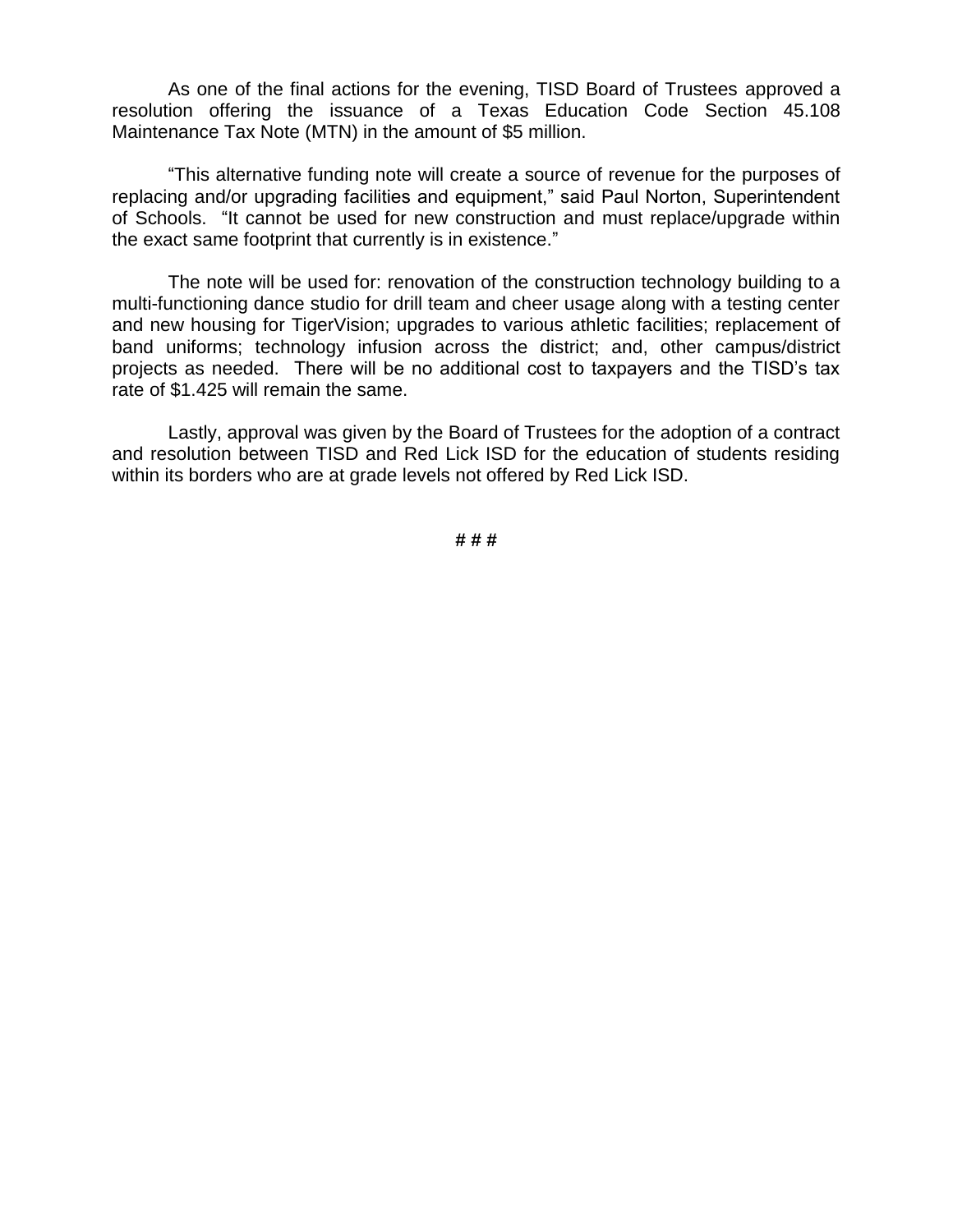As one of the final actions for the evening, TISD Board of Trustees approved a resolution offering the issuance of a Texas Education Code Section 45.108 Maintenance Tax Note (MTN) in the amount of $5 million.

"This alternative funding note will create a source of revenue for the purposes of replacing and/or upgrading facilities and equipment," said Paul Norton, Superintendent of Schools. "It cannot be used for new construction and must replace/upgrade within the exact same footprint that currently is in existence."

The note will be used for: renovation of the construction technology building to a multi-functioning dance studio for drill team and cheer usage along with a testing center and new housing for TigerVision; upgrades to various athletic facilities; replacement of band uniforms; technology infusion across the district; and, other campus/district projects as needed. There will be no additional cost to taxpayers and the TISD's tax rate of $1.425 will remain the same.

Lastly, approval was given by the Board of Trustees for the adoption of a contract and resolution between TISD and Red Lick ISD for the education of students residing within its borders who are at grade levels not offered by Red Lick ISD.

# # #